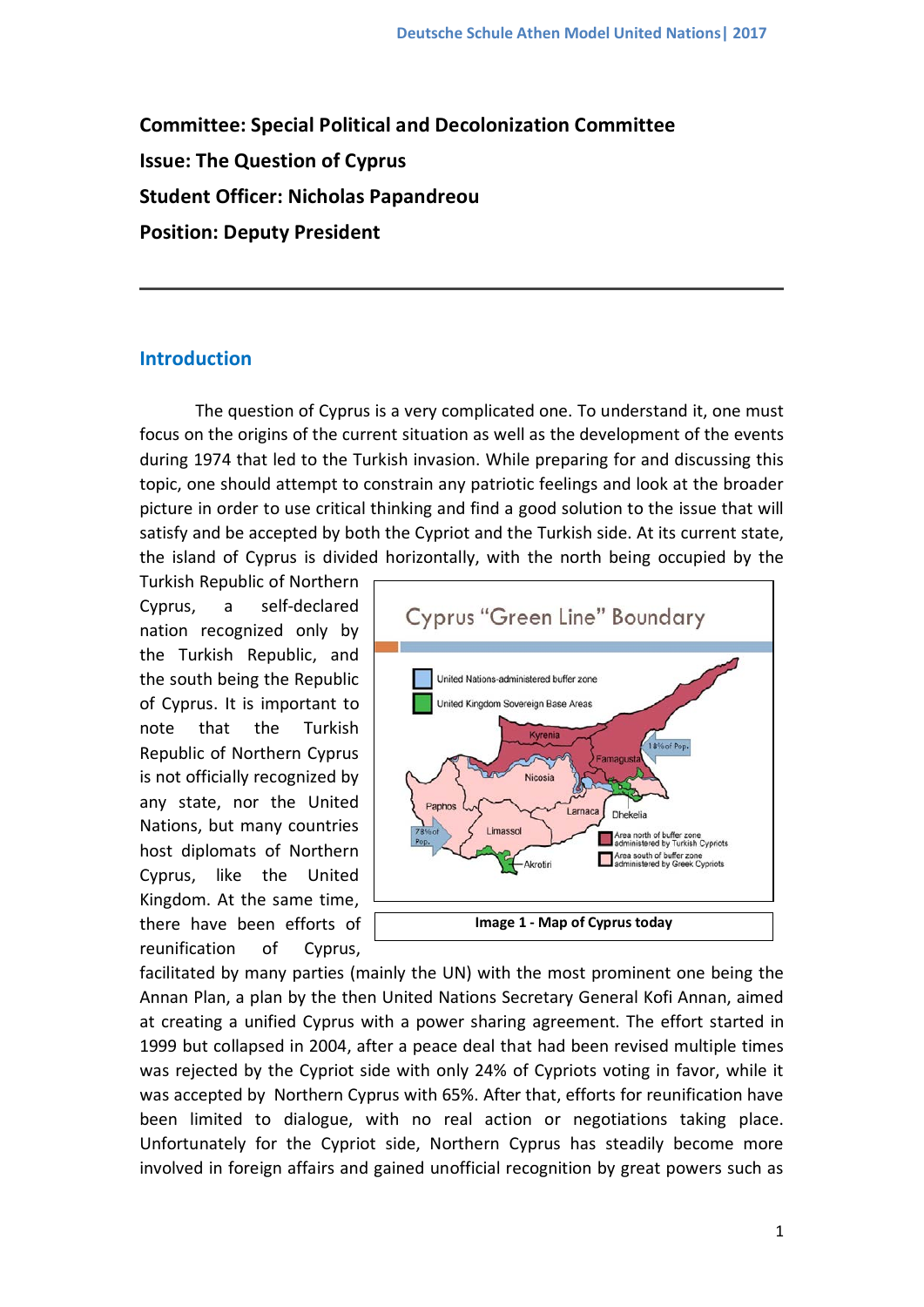**Committee: Special Political and Decolonization Committee**

**Issue: The Question of Cyprus**

**Student Officer: Nicholas Papandreou**

**Position: Deputy President**

---

## Introduction

The question of Cyprus is a very complicated one. To understand it, one must focus on the origins of the current situation as well as the development of the events during 1974 that led to the Turkish invasion. While preparing for and discussing this topic, one should attempt to constrain any patriotic feelings and look at the broader picture in order to use critical thinking and find a good solution to the issue that will satisfy and be accepted by both the Cypriot and the Turkish side. At its current state, the island of Cyprus is divided horizontally, with the north being occupied by the Turkish Republic of Northern Cyprus, a self-declared nation recognized only by the Turkish Republic, and the south being the Republic of Cyprus. It is important to note that the Turkish Republic of Northern Cyprus is not officially recognized by any state, nor the United Nations, but many countries host diplomats of Northern Cyprus, like the United Kingdom. At the same time, there have been efforts of reunification of Cyprus, facilitated by many parties (mainly the UN) with the most prominent one being the Annan Plan, a plan by the then United Nations Secretary General Kofi Annan, aimed at creating a unified Cyprus with a power sharing agreement. The effort started in 1999 but collapsed in 2004, after a peace deal that had been revised multiple times was rejected by the Cypriot side with only 24% of Cypriots voting in favor, while it was accepted by Northern Cyprus with 65%. After that, efforts for reunification have been limited to dialogue, with no real action or negotiations taking place. Unfortunately for the Cypriot side, Northern Cyprus has steadily become more involved in foreign affairs and gained unofficial recognition by great powers such as

**Image 1 - Map of Cyprus today**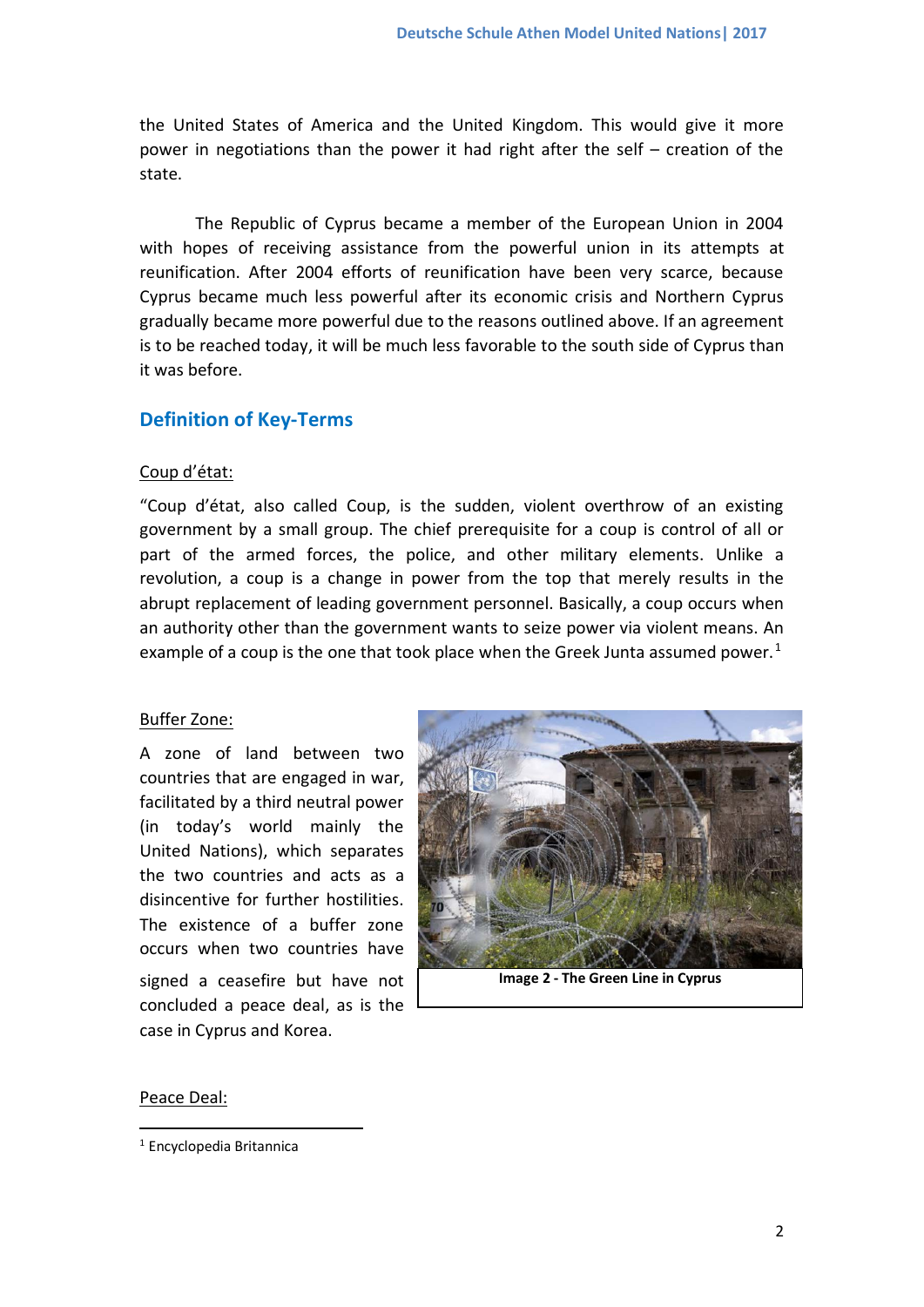the United States of America and the United Kingdom. This would give it more power in negotiations than the power it had right after the self – creation of the state.

The Republic of Cyprus became a member of the European Union in 2004 with hopes of receiving assistance from the powerful union in its attempts at reunification. After 2004 efforts of reunification have been very scarce, because Cyprus became much less powerful after its economic crisis and Northern Cyprus gradually became more powerful due to the reasons outlined above. If an agreement is to be reached today, it will be much less favorable to the south side of Cyprus than it was before.

## Definition of Key-Terms

Coup d'état:

"Coup d'état, also called Coup, is the sudden, violent overthrow of an existing government by a small group. The chief prerequisite for a coup is control of all or part of the armed forces, the police, and other military elements. Unlike a revolution, a coup is a change in power from the top that merely results in the abrupt replacement of leading government personnel. Basically, a coup occurs when an authority other than the government wants to seize power via violent means. An example of a coup is the one that took place when the Greek Junta assumed power.[1]

Buffer Zone:

A zone of land between two countries that are engaged in war, facilitated by a third neutral power (in today's world mainly the United Nations), which separates the two countries and acts as a disincentive for further hostilities. The existence of a buffer zone occurs when two countries have signed a ceasefire but have not concluded a peace deal, as is the case in Cyprus and Korea.

**Image 2 - The Green Line in Cyprus**

Peace Deal:

[1] Encyclopedia Britannica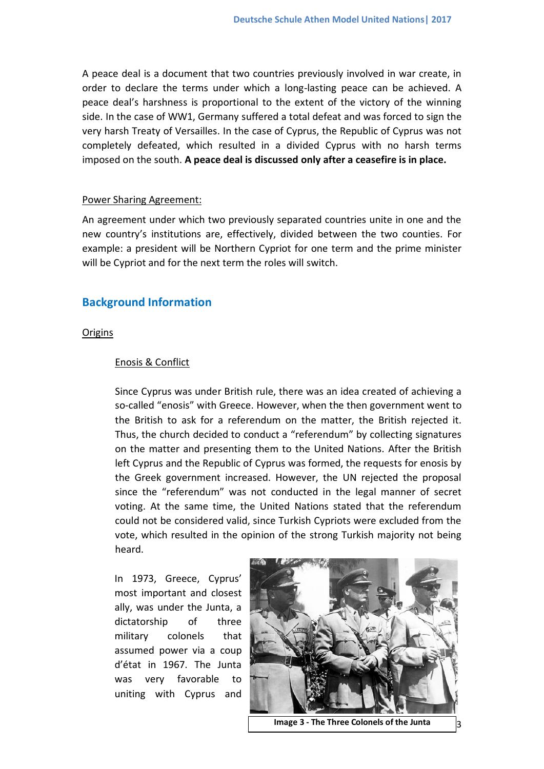A peace deal is a document that two countries previously involved in war create, in order to declare the terms under which a long-lasting peace can be achieved. A peace deal's harshness is proportional to the extent of the victory of the winning side. In the case of WW1, Germany suffered a total defeat and was forced to sign the very harsh Treaty of Versailles. In the case of Cyprus, the Republic of Cyprus was not completely defeated, which resulted in a divided Cyprus with no harsh terms imposed on the south. **A peace deal is discussed only after a ceasefire is in place.**

Power Sharing Agreement:

An agreement under which two previously separated countries unite in one and the new country's institutions are, effectively, divided between the two counties. For example: a president will be Northern Cypriot for one term and the prime minister will be Cypriot and for the next term the roles will switch.

## Background Information

### Origins

#### Enosis & Conflict

Since Cyprus was under British rule, there was an idea created of achieving a so-called "enosis" with Greece. However, when the then government went to the British to ask for a referendum on the matter, the British rejected it. Thus, the church decided to conduct a "referendum" by collecting signatures on the matter and presenting them to the United Nations. After the British left Cyprus and the Republic of Cyprus was formed, the requests for enosis by the Greek government increased. However, the UN rejected the proposal since the "referendum" was not conducted in the legal manner of secret voting. At the same time, the United Nations stated that the referendum could not be considered valid, since Turkish Cypriots were excluded from the vote, which resulted in the opinion of the strong Turkish majority not being heard.

In 1973, Greece, Cyprus' most important and closest ally, was under the Junta, a dictatorship of three military colonels that assumed power via a coup d'état in 1967. The Junta was very favorable to uniting with Cyprus and

**Image 3 - The Three Colonels of the Junta**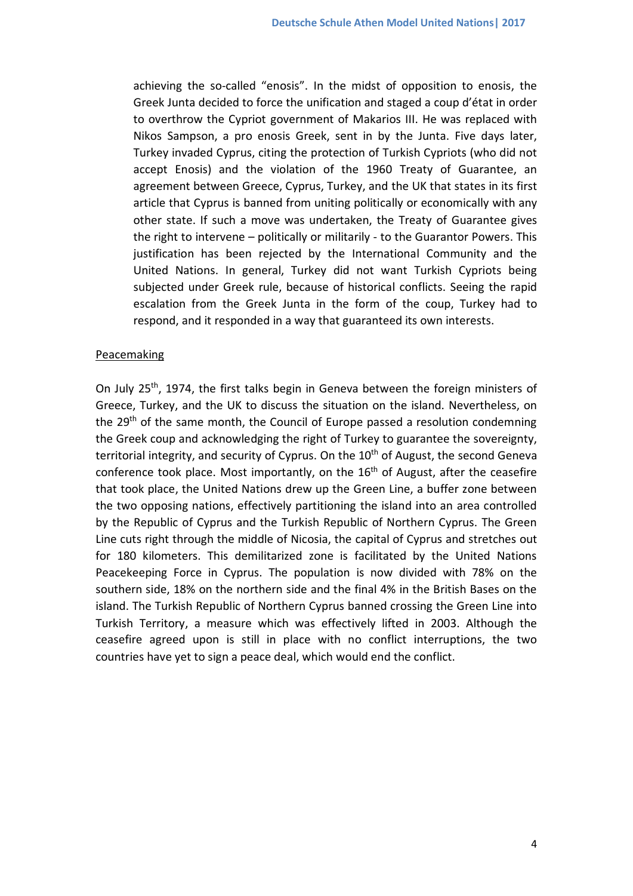achieving the so-called "enosis". In the midst of opposition to enosis, the Greek Junta decided to force the unification and staged a coup d'état in order to overthrow the Cypriot government of Makarios III. He was replaced with Nikos Sampson, a pro enosis Greek, sent in by the Junta. Five days later, Turkey invaded Cyprus, citing the protection of Turkish Cypriots (who did not accept Enosis) and the violation of the 1960 Treaty of Guarantee, an agreement between Greece, Cyprus, Turkey, and the UK that states in its first article that Cyprus is banned from uniting politically or economically with any other state. If such a move was undertaken, the Treaty of Guarantee gives the right to intervene – politically or militarily - to the Guarantor Powers. This justification has been rejected by the International Community and the United Nations. In general, Turkey did not want Turkish Cypriots being subjected under Greek rule, because of historical conflicts. Seeing the rapid escalation from the Greek Junta in the form of the coup, Turkey had to respond, and it responded in a way that guaranteed its own interests.

Peacemaking

On July 25th, 1974, the first talks begin in Geneva between the foreign ministers of Greece, Turkey, and the UK to discuss the situation on the island. Nevertheless, on the 29th of the same month, the Council of Europe passed a resolution condemning the Greek coup and acknowledging the right of Turkey to guarantee the sovereignty, territorial integrity, and security of Cyprus. On the 10th of August, the second Geneva conference took place. Most importantly, on the 16th of August, after the ceasefire that took place, the United Nations drew up the Green Line, a buffer zone between the two opposing nations, effectively partitioning the island into an area controlled by the Republic of Cyprus and the Turkish Republic of Northern Cyprus. The Green Line cuts right through the middle of Nicosia, the capital of Cyprus and stretches out for 180 kilometers. This demilitarized zone is facilitated by the United Nations Peacekeeping Force in Cyprus. The population is now divided with 78% on the southern side, 18% on the northern side and the final 4% in the British Bases on the island. The Turkish Republic of Northern Cyprus banned crossing the Green Line into Turkish Territory, a measure which was effectively lifted in 2003. Although the ceasefire agreed upon is still in place with no conflict interruptions, the two countries have yet to sign a peace deal, which would end the conflict.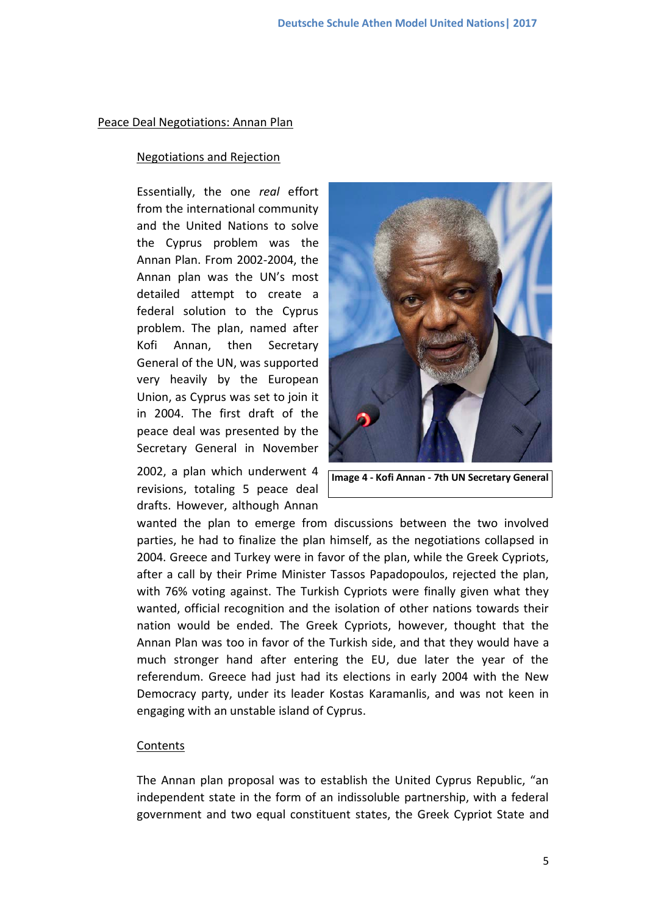## Peace Deal Negotiations: Annan Plan

### Negotiations and Rejection

Essentially, the one *real* effort from the international community and the United Nations to solve the Cyprus problem was the Annan Plan. From 2002-2004, the Annan plan was the UN's most detailed attempt to create a federal solution to the Cyprus problem. The plan, named after Kofi Annan, then Secretary General of the UN, was supported very heavily by the European Union, as Cyprus was set to join it in 2004. The first draft of the peace deal was presented by the Secretary General in November 2002, a plan which underwent 4 revisions, totaling 5 peace deal drafts. However, although Annan wanted the plan to emerge from discussions between the two involved parties, he had to finalize the plan himself, as the negotiations collapsed in 2004. Greece and Turkey were in favor of the plan, while the Greek Cypriots, after a call by their Prime Minister Tassos Papadopoulos, rejected the plan, with 76% voting against. The Turkish Cypriots were finally given what they wanted, official recognition and the isolation of other nations towards their nation would be ended. The Greek Cypriots, however, thought that the Annan Plan was too in favor of the Turkish side, and that they would have a much stronger hand after entering the EU, due later the year of the referendum. Greece had just had its elections in early 2004 with the New Democracy party, under its leader Kostas Karamanlis, and was not keen in engaging with an unstable island of Cyprus.

**Image 4 - Kofi Annan - 7th UN Secretary General**

### Contents

The Annan plan proposal was to establish the United Cyprus Republic, "an independent state in the form of an indissoluble partnership, with a federal government and two equal constituent states, the Greek Cypriot State and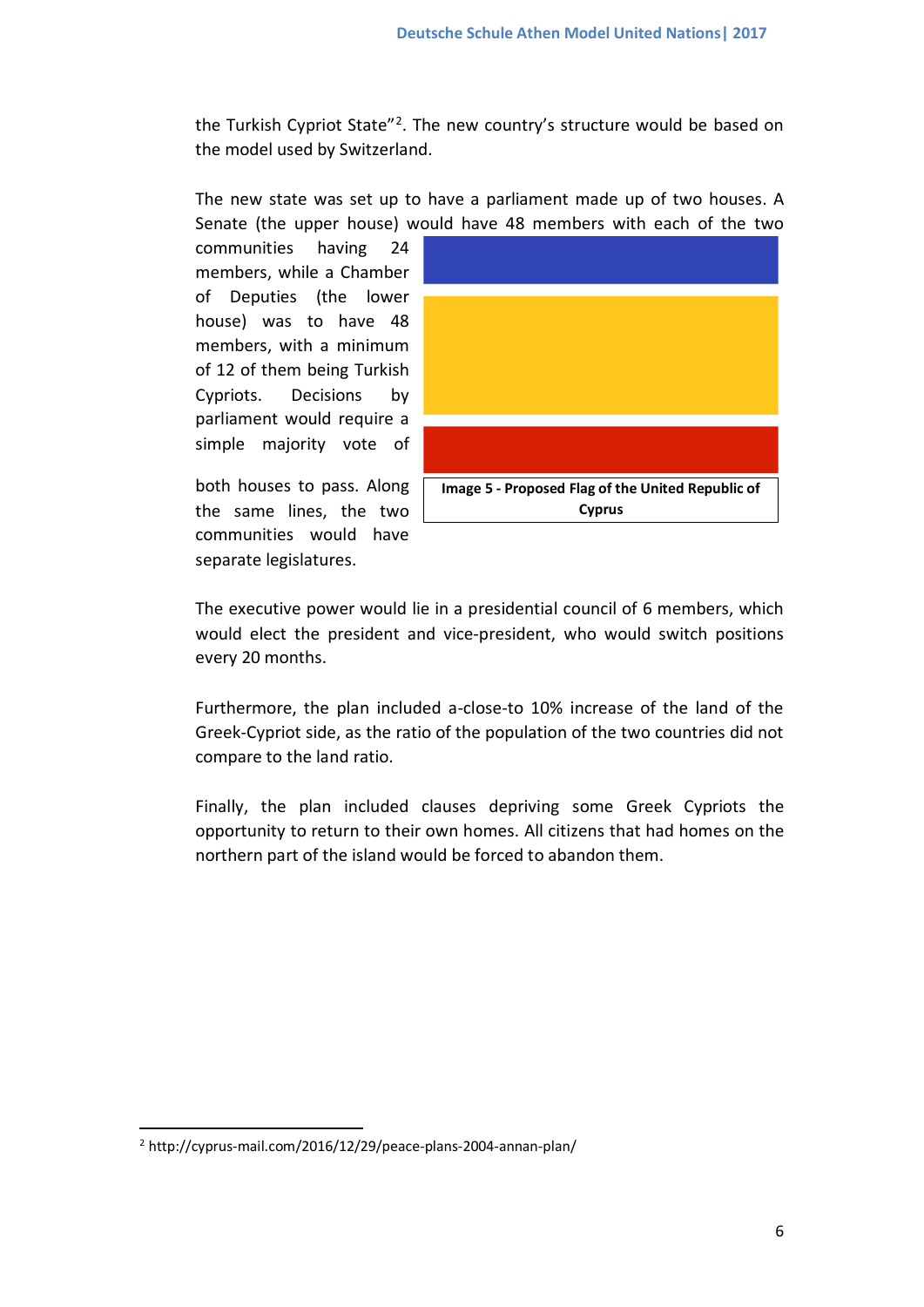the Turkish Cypriot State"[2]. The new country's structure would be based on the model used by Switzerland.

The new state was set up to have a parliament made up of two houses. A Senate (the upper house) would have 48 members with each of the two communities having 24 members, while a Chamber of Deputies (the lower house) was to have 48 members, with a minimum of 12 of them being Turkish Cypriots. Decisions by parliament would require a simple majority vote of both houses to pass. Along the same lines, the two communities would have separate legislatures.

**Image 5 - Proposed Flag of the United Republic of Cyprus**

The executive power would lie in a presidential council of 6 members, which would elect the president and vice-president, who would switch positions every 20 months.

Furthermore, the plan included a-close-to 10% increase of the land of the Greek-Cypriot side, as the ratio of the population of the two countries did not compare to the land ratio.

Finally, the plan included clauses depriving some Greek Cypriots the opportunity to return to their own homes. All citizens that had homes on the northern part of the island would be forced to abandon them.

[2] http://cyprus-mail.com/2016/12/29/peace-plans-2004-annan-plan/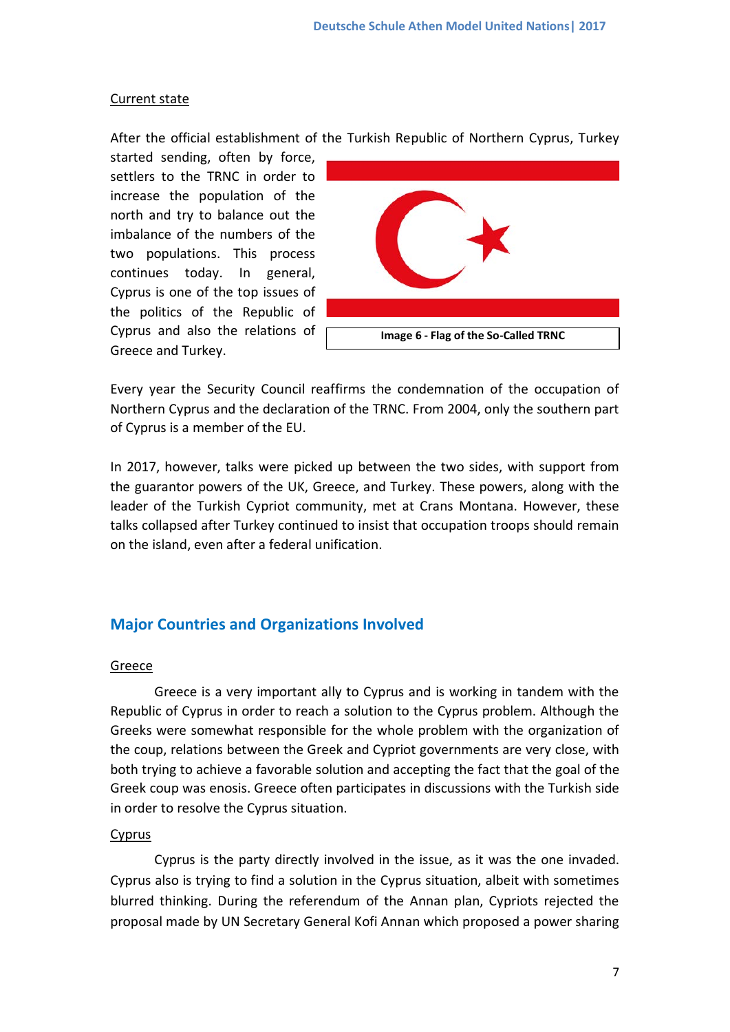Current state

After the official establishment of the Turkish Republic of Northern Cyprus, Turkey started sending, often by force, settlers to the TRNC in order to increase the population of the north and try to balance out the imbalance of the numbers of the two populations. This process continues today. In general, Cyprus is one of the top issues of the politics of the Republic of Cyprus and also the relations of Greece and Turkey.

**Image 6 - Flag of the So-Called TRNC**

Every year the Security Council reaffirms the condemnation of the occupation of Northern Cyprus and the declaration of the TRNC. From 2004, only the southern part of Cyprus is a member of the EU.

In 2017, however, talks were picked up between the two sides, with support from the guarantor powers of the UK, Greece, and Turkey. These powers, along with the leader of the Turkish Cypriot community, met at Crans Montana. However, these talks collapsed after Turkey continued to insist that occupation troops should remain on the island, even after a federal unification.

## Major Countries and Organizations Involved

Greece

Greece is a very important ally to Cyprus and is working in tandem with the Republic of Cyprus in order to reach a solution to the Cyprus problem. Although the Greeks were somewhat responsible for the whole problem with the organization of the coup, relations between the Greek and Cypriot governments are very close, with both trying to achieve a favorable solution and accepting the fact that the goal of the Greek coup was enosis. Greece often participates in discussions with the Turkish side in order to resolve the Cyprus situation.

Cyprus

Cyprus is the party directly involved in the issue, as it was the one invaded. Cyprus also is trying to find a solution in the Cyprus situation, albeit with sometimes blurred thinking. During the referendum of the Annan plan, Cypriots rejected the proposal made by UN Secretary General Kofi Annan which proposed a power sharing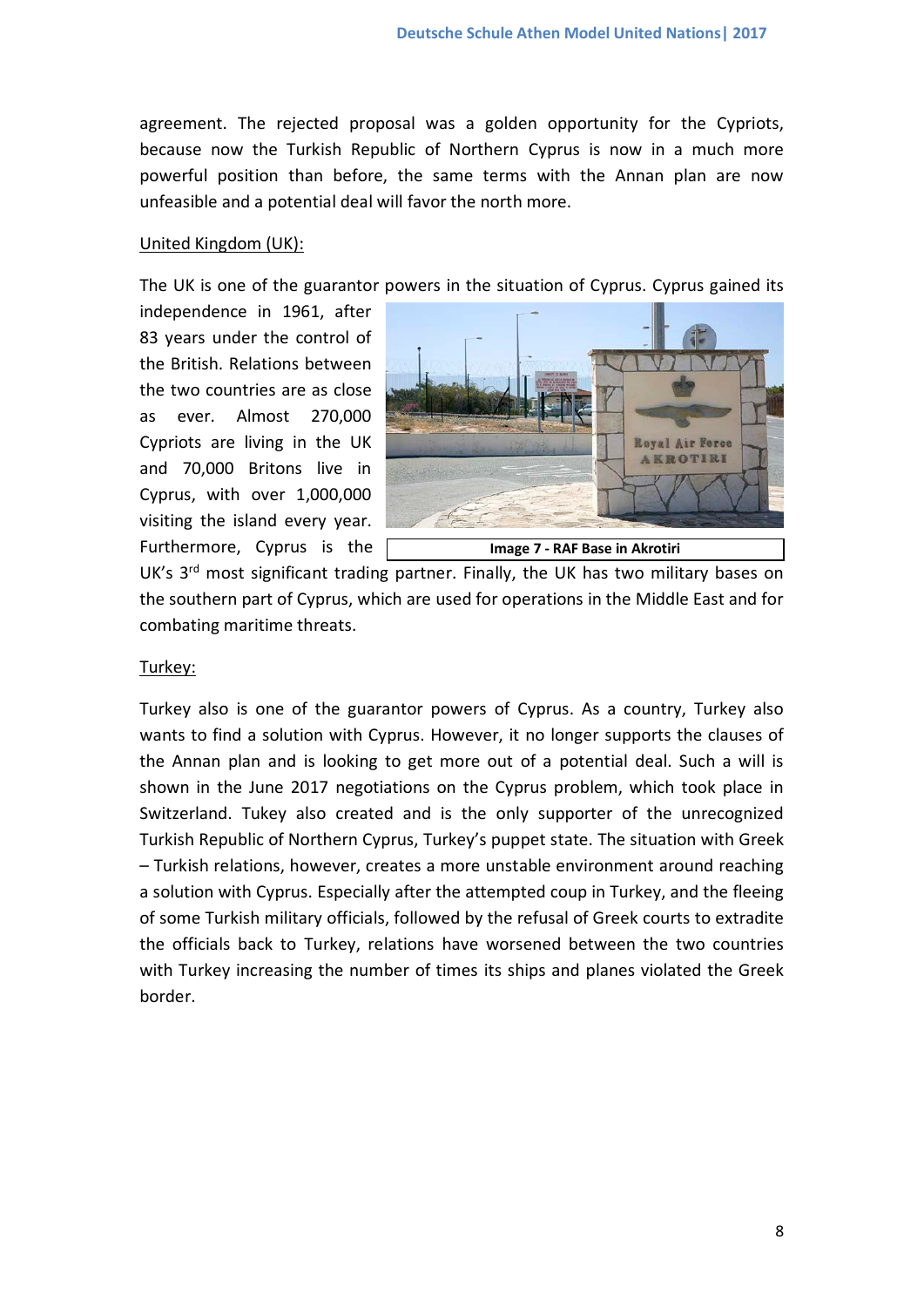agreement. The rejected proposal was a golden opportunity for the Cypriots, because now the Turkish Republic of Northern Cyprus is now in a much more powerful position than before, the same terms with the Annan plan are now unfeasible and a potential deal will favor the north more.

United Kingdom (UK):

The UK is one of the guarantor powers in the situation of Cyprus. Cyprus gained its independence in 1961, after 83 years under the control of the British. Relations between the two countries are as close as ever. Almost 270,000 Cypriots are living in the UK and 70,000 Britons live in Cyprus, with over 1,000,000 visiting the island every year. Furthermore, Cyprus is the UK's 3rd most significant trading partner. Finally, the UK has two military bases on the southern part of Cyprus, which are used for operations in the Middle East and for combating maritime threats.

**Image 7 - RAF Base in Akrotiri**

Turkey:

Turkey also is one of the guarantor powers of Cyprus. As a country, Turkey also wants to find a solution with Cyprus. However, it no longer supports the clauses of the Annan plan and is looking to get more out of a potential deal. Such a will is shown in the June 2017 negotiations on the Cyprus problem, which took place in Switzerland. Tukey also created and is the only supporter of the unrecognized Turkish Republic of Northern Cyprus, Turkey's puppet state. The situation with Greek – Turkish relations, however, creates a more unstable environment around reaching a solution with Cyprus. Especially after the attempted coup in Turkey, and the fleeing of some Turkish military officials, followed by the refusal of Greek courts to extradite the officials back to Turkey, relations have worsened between the two countries with Turkey increasing the number of times its ships and planes violated the Greek border.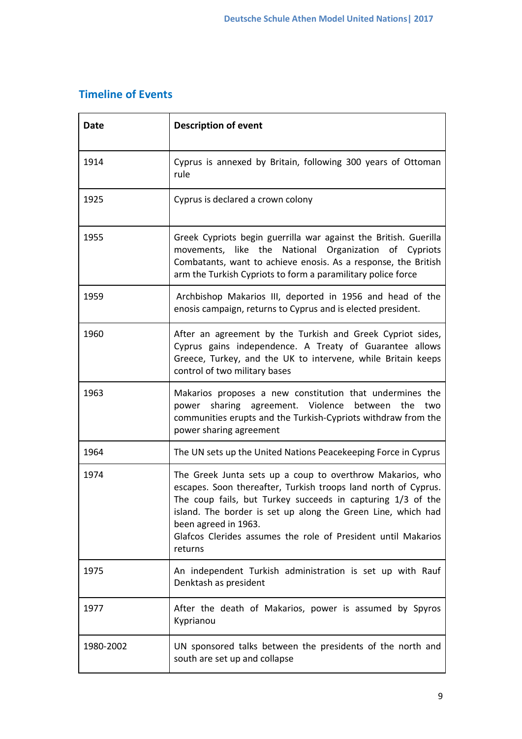## Timeline of Events

| Date | Description of event |
| --- | --- |
| 1914 | Cyprus is annexed by Britain, following 300 years of Ottoman rule |
| 1925 | Cyprus is declared a crown colony |
| 1955 | Greek Cypriots begin guerrilla war against the British. Guerilla movements, like the National Organization of Cypriots Combatants, want to achieve enosis. As a response, the British arm the Turkish Cypriots to form a paramilitary police force |
| 1959 | Archbishop Makarios III, deported in 1956 and head of the enosis campaign, returns to Cyprus and is elected president. |
| 1960 | After an agreement by the Turkish and Greek Cypriot sides, Cyprus gains independence. A Treaty of Guarantee allows Greece, Turkey, and the UK to intervene, while Britain keeps control of two military bases |
| 1963 | Makarios proposes a new constitution that undermines the power sharing agreement. Violence between the two communities erupts and the Turkish-Cypriots withdraw from the power sharing agreement |
| 1964 | The UN sets up the United Nations Peacekeeping Force in Cyprus |
| 1974 | The Greek Junta sets up a coup to overthrow Makarios, who escapes. Soon thereafter, Turkish troops land north of Cyprus. The coup fails, but Turkey succeeds in capturing 1/3 of the island. The border is set up along the Green Line, which had been agreed in 1963.<br>Glafcos Clerides assumes the role of President until Makarios returns |
| 1975 | An independent Turkish administration is set up with Rauf Denktash as president |
| 1977 | After the death of Makarios, power is assumed by Spyros Kyprianou |
| 1980-2002 | UN sponsored talks between the presidents of the north and south are set up and collapse |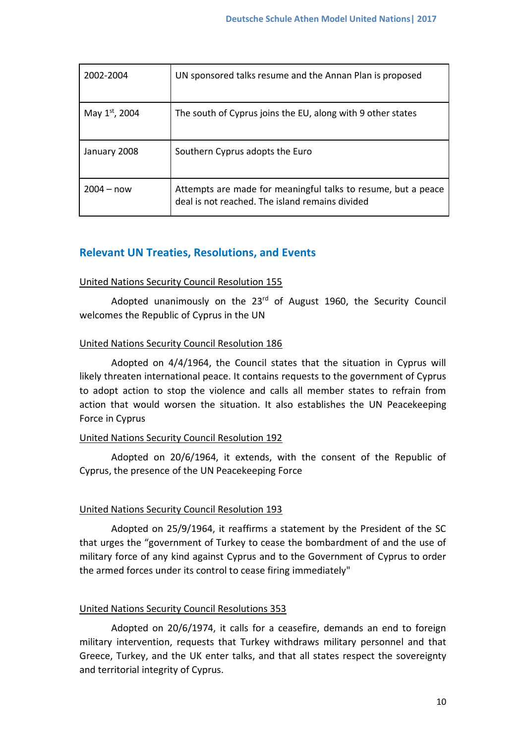| | |
|---|---|
| 2002-2004 | UN sponsored talks resume and the Annan Plan is proposed |
| May 1st, 2004 | The south of Cyprus joins the EU, along with 9 other states |
| January 2008 | Southern Cyprus adopts the Euro |
| 2004 – now | Attempts are made for meaningful talks to resume, but a peace deal is not reached. The island remains divided |

## Relevant UN Treaties, Resolutions, and Events

United Nations Security Council Resolution 155

Adopted unanimously on the 23rd of August 1960, the Security Council welcomes the Republic of Cyprus in the UN

United Nations Security Council Resolution 186

Adopted on 4/4/1964, the Council states that the situation in Cyprus will likely threaten international peace. It contains requests to the government of Cyprus to adopt action to stop the violence and calls all member states to refrain from action that would worsen the situation. It also establishes the UN Peacekeeping Force in Cyprus

United Nations Security Council Resolution 192

Adopted on 20/6/1964, it extends, with the consent of the Republic of Cyprus, the presence of the UN Peacekeeping Force

United Nations Security Council Resolution 193

Adopted on 25/9/1964, it reaffirms a statement by the President of the SC that urges the "government of Turkey to cease the bombardment of and the use of military force of any kind against Cyprus and to the Government of Cyprus to order the armed forces under its control to cease firing immediately"

United Nations Security Council Resolutions 353

Adopted on 20/6/1974, it calls for a ceasefire, demands an end to foreign military intervention, requests that Turkey withdraws military personnel and that Greece, Turkey, and the UK enter talks, and that all states respect the sovereignty and territorial integrity of Cyprus.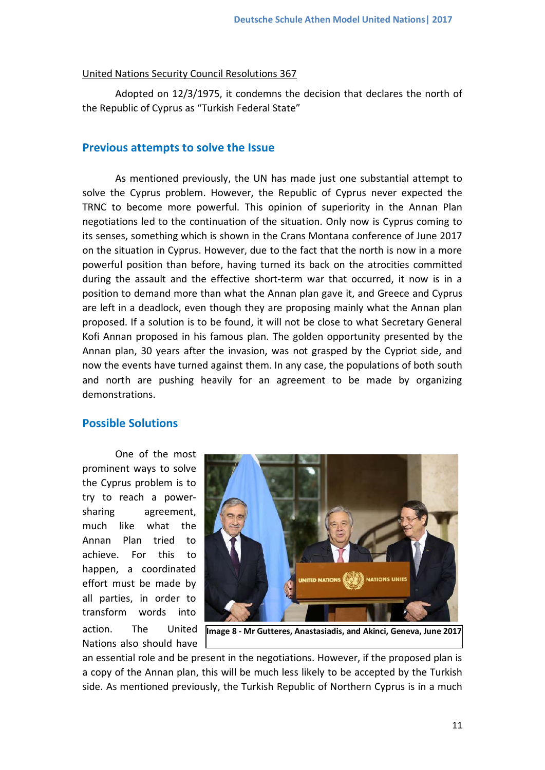United Nations Security Council Resolutions 367

Adopted on 12/3/1975, it condemns the decision that declares the north of the Republic of Cyprus as "Turkish Federal State"

## Previous attempts to solve the Issue

As mentioned previously, the UN has made just one substantial attempt to solve the Cyprus problem. However, the Republic of Cyprus never expected the TRNC to become more powerful. This opinion of superiority in the Annan Plan negotiations led to the continuation of the situation. Only now is Cyprus coming to its senses, something which is shown in the Crans Montana conference of June 2017 on the situation in Cyprus. However, due to the fact that the north is now in a more powerful position than before, having turned its back on the atrocities committed during the assault and the effective short-term war that occurred, it now is in a position to demand more than what the Annan plan gave it, and Greece and Cyprus are left in a deadlock, even though they are proposing mainly what the Annan plan proposed. If a solution is to be found, it will not be close to what Secretary General Kofi Annan proposed in his famous plan. The golden opportunity presented by the Annan plan, 30 years after the invasion, was not grasped by the Cypriot side, and now the events have turned against them. In any case, the populations of both south and north are pushing heavily for an agreement to be made by organizing demonstrations.

## Possible Solutions

One of the most prominent ways to solve the Cyprus problem is to try to reach a power-sharing agreement, much like what the Annan Plan tried to achieve. For this to happen, a coordinated effort must be made by all parties, in order to transform words into action. The United Nations also should have an essential role and be present in the negotiations. However, if the proposed plan is a copy of the Annan plan, this will be much less likely to be accepted by the Turkish side. As mentioned previously, the Turkish Republic of Northern Cyprus is in a much

**Image 8 - Mr Gutteres, Anastasiadis, and Akinci, Geneva, June 2017**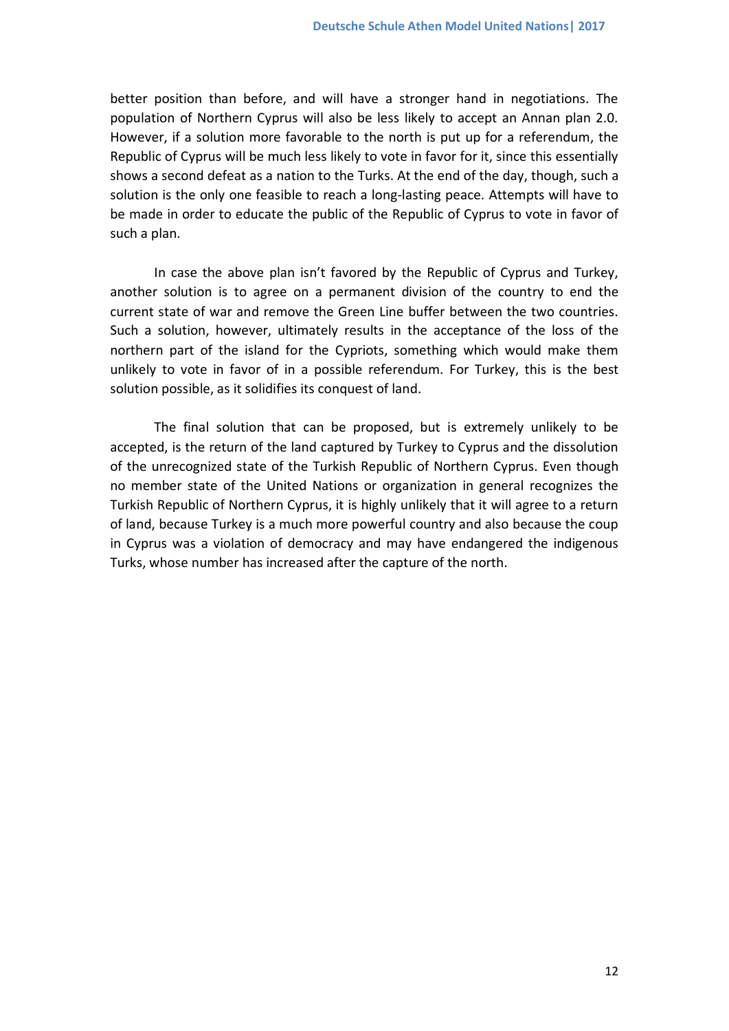better position than before, and will have a stronger hand in negotiations. The population of Northern Cyprus will also be less likely to accept an Annan plan 2.0. However, if a solution more favorable to the north is put up for a referendum, the Republic of Cyprus will be much less likely to vote in favor for it, since this essentially shows a second defeat as a nation to the Turks. At the end of the day, though, such a solution is the only one feasible to reach a long-lasting peace. Attempts will have to be made in order to educate the public of the Republic of Cyprus to vote in favor of such a plan.

In case the above plan isn't favored by the Republic of Cyprus and Turkey, another solution is to agree on a permanent division of the country to end the current state of war and remove the Green Line buffer between the two countries. Such a solution, however, ultimately results in the acceptance of the loss of the northern part of the island for the Cypriots, something which would make them unlikely to vote in favor of in a possible referendum. For Turkey, this is the best solution possible, as it solidifies its conquest of land.

The final solution that can be proposed, but is extremely unlikely to be accepted, is the return of the land captured by Turkey to Cyprus and the dissolution of the unrecognized state of the Turkish Republic of Northern Cyprus. Even though no member state of the United Nations or organization in general recognizes the Turkish Republic of Northern Cyprus, it is highly unlikely that it will agree to a return of land, because Turkey is a much more powerful country and also because the coup in Cyprus was a violation of democracy and may have endangered the indigenous Turks, whose number has increased after the capture of the north.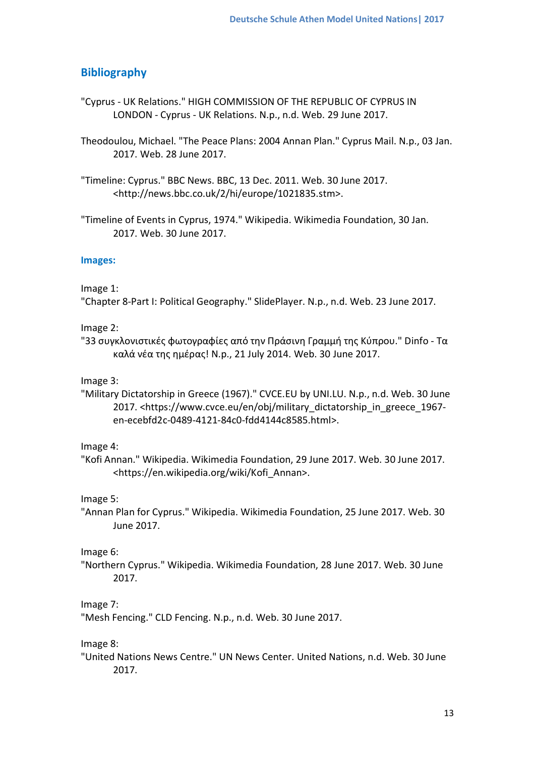## Bibliography

"Cyprus - UK Relations." HIGH COMMISSION OF THE REPUBLIC OF CYPRUS IN LONDON - Cyprus - UK Relations. N.p., n.d. Web. 29 June 2017.

Theodoulou, Michael. "The Peace Plans: 2004 Annan Plan." Cyprus Mail. N.p., 03 Jan. 2017. Web. 28 June 2017.

"Timeline: Cyprus." BBC News. BBC, 13 Dec. 2011. Web. 30 June 2017. <http://news.bbc.co.uk/2/hi/europe/1021835.stm>.

"Timeline of Events in Cyprus, 1974." Wikipedia. Wikimedia Foundation, 30 Jan. 2017. Web. 30 June 2017.

### Images:

Image 1:
"Chapter 8-Part I: Political Geography." SlidePlayer. N.p., n.d. Web. 23 June 2017.

Image 2:
"33 συγκλονιστικές φωτογραφίες από την Πράσινη Γραμμή της Κύπρου." Dinfo - Τα καλά νέα της ημέρας! N.p., 21 July 2014. Web. 30 June 2017.

Image 3:
"Military Dictatorship in Greece (1967)." CVCE.EU by UNI.LU. N.p., n.d. Web. 30 June 2017. <https://www.cvce.eu/en/obj/military_dictatorship_in_greece_1967-en-ecebfd2c-0489-4121-84c0-fdd4144c8585.html>.

Image 4:
"Kofi Annan." Wikipedia. Wikimedia Foundation, 29 June 2017. Web. 30 June 2017. <https://en.wikipedia.org/wiki/Kofi_Annan>.

Image 5:
"Annan Plan for Cyprus." Wikipedia. Wikimedia Foundation, 25 June 2017. Web. 30 June 2017.

Image 6:
"Northern Cyprus." Wikipedia. Wikimedia Foundation, 28 June 2017. Web. 30 June 2017.

Image 7:
"Mesh Fencing." CLD Fencing. N.p., n.d. Web. 30 June 2017.

Image 8:
"United Nations News Centre." UN News Center. United Nations, n.d. Web. 30 June 2017.